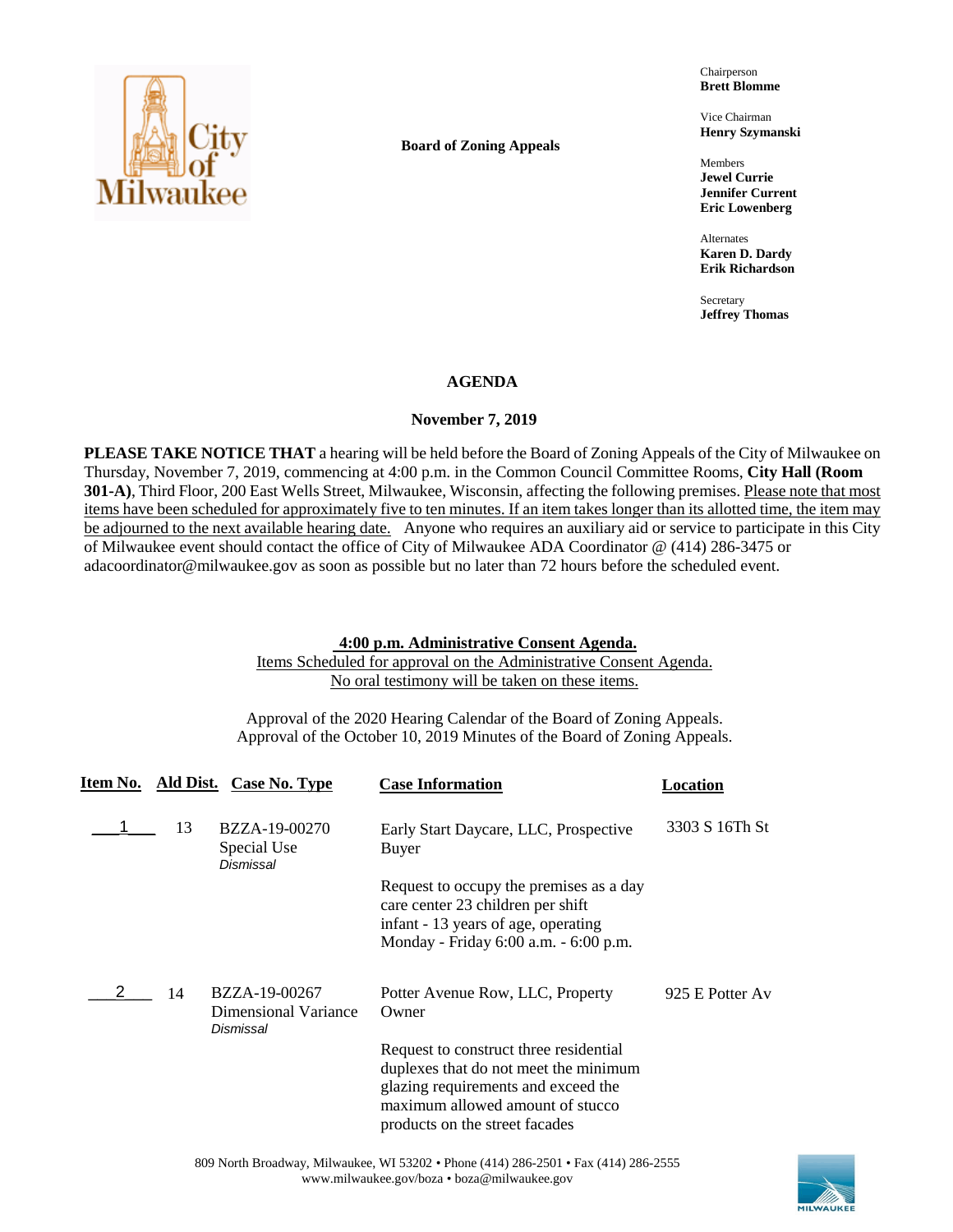**Board of Zoning Appeals**

Chairperson
**Brett Blomme**

Vice Chairman
**Henry Szymanski**

Members
**Jewel Currie**
**Jennifer Current**
**Eric Lowenberg**

Alternates
**Karen D. Dardy**
**Erik Richardson**

Secretary
**Jeffrey Thomas**

# AGENDA

## November 7, 2019

**PLEASE TAKE NOTICE THAT** a hearing will be held before the Board of Zoning Appeals of the City of Milwaukee on Thursday, November 7, 2019, commencing at 4:00 p.m. in the Common Council Committee Rooms, **City Hall (Room 301-A)**, Third Floor, 200 East Wells Street, Milwaukee, Wisconsin, affecting the following premises. Please note that most items have been scheduled for approximately five to ten minutes. If an item takes longer than its allotted time, the item may be adjourned to the next available hearing date. Anyone who requires an auxiliary aid or service to participate in this City of Milwaukee event should contact the office of City of Milwaukee ADA Coordinator @ (414) 286-3475 or adacoordinator@milwaukee.gov as soon as possible but no later than 72 hours before the scheduled event.

**4:00 p.m. Administrative Consent Agenda.**
Items Scheduled for approval on the Administrative Consent Agenda.
No oral testimony will be taken on these items.

Approval of the 2020 Hearing Calendar of the Board of Zoning Appeals.
Approval of the October 10, 2019 Minutes of the Board of Zoning Appeals.

| Item No. | Ald Dist. | Case No. Type | Case Information | Location |
|---|---|---|---|---|
| 1 | 13 | BZZA-19-00270<br>Special Use<br>*Dismissal* | Early Start Daycare, LLC, Prospective Buyer<br><br>Request to occupy the premises as a day care center 23 children per shift infant - 13 years of age, operating Monday - Friday 6:00 a.m. - 6:00 p.m. | 3303 S 16Th St |
| 2 | 14 | BZZA-19-00267<br>Dimensional Variance<br>*Dismissal* | Potter Avenue Row, LLC, Property Owner<br><br>Request to construct three residential duplexes that do not meet the minimum glazing requirements and exceed the maximum allowed amount of stucco products on the street facades | 925 E Potter Av |

809 North Broadway, Milwaukee, WI 53202 • Phone (414) 286-2501 • Fax (414) 286-2555
www.milwaukee.gov/boza • boza@milwaukee.gov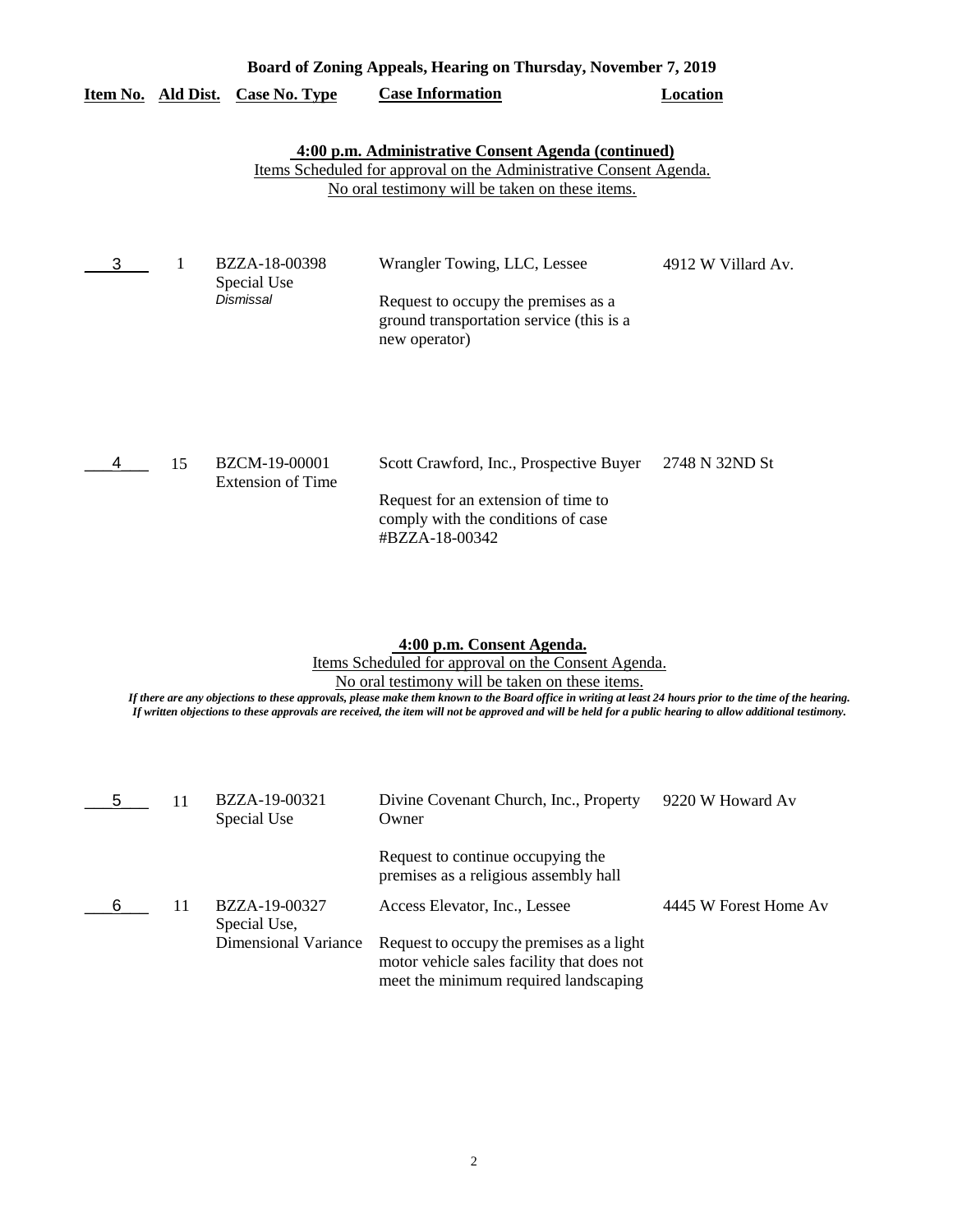**Board of Zoning Appeals, Hearing on Thursday, November 7, 2019**

| Item No. | Ald Dist. | Case No. Type | Case Information | Location |
|---|---|---|---|---|

**4:00 p.m. Administrative Consent Agenda (continued)**

Items Scheduled for approval on the Administrative Consent Agenda.
No oral testimony will be taken on these items.

| Item No. | Ald Dist. | Case No. Type | Case Information | Location |
|---|---|---|---|---|
| 3 | 1 | BZZA-18-00398<br>Special Use<br>*Dismissal* | Wrangler Towing, LLC, Lessee<br><br>Request to occupy the premises as a ground transportation service (this is a new operator) | 4912 W Villard Av. |
| 4 | 15 | BZCM-19-00001<br>Extension of Time | Scott Crawford, Inc., Prospective Buyer<br><br>Request for an extension of time to comply with the conditions of case #BZZA-18-00342 | 2748 N 32ND St |

**4:00 p.m. Consent Agenda.**

Items Scheduled for approval on the Consent Agenda.
No oral testimony will be taken on these items.

*If there are any objections to these approvals, please make them known to the Board office in writing at least 24 hours prior to the time of the hearing. If written objections to these approvals are received, the item will not be approved and will be held for a public hearing to allow additional testimony.*

| Item No. | Ald Dist. | Case No. Type | Case Information | Location |
|---|---|---|---|---|
| 5 | 11 | BZZA-19-00321<br>Special Use | Divine Covenant Church, Inc., Property Owner<br><br>Request to continue occupying the premises as a religious assembly hall | 9220 W Howard Av |
| 6 | 11 | BZZA-19-00327<br>Special Use,<br>Dimensional Variance | Access Elevator, Inc., Lessee<br><br>Request to occupy the premises as a light motor vehicle sales facility that does not meet the minimum required landscaping | 4445 W Forest Home Av |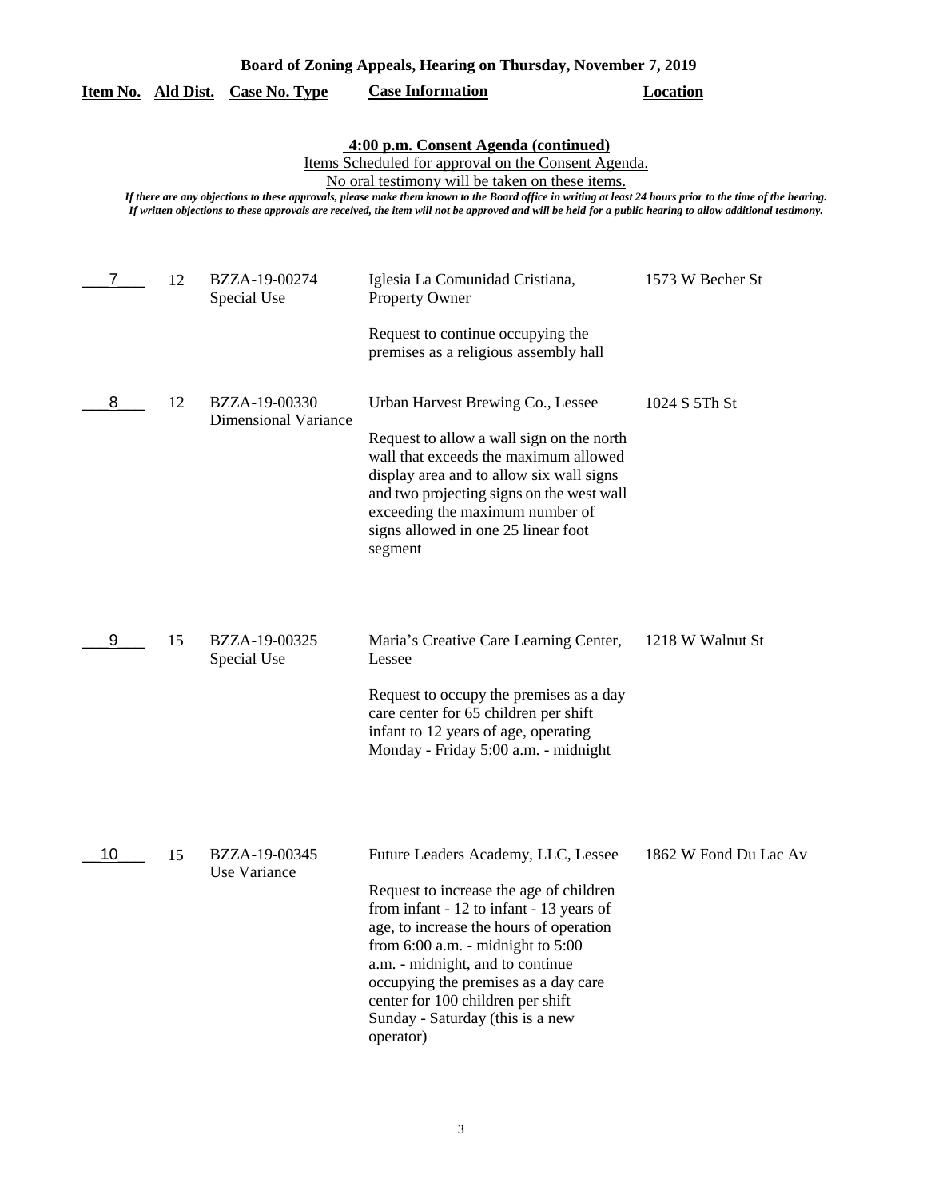## Board of Zoning Appeals, Hearing on Thursday, November 7, 2019

### 4:00 p.m. Consent Agenda (continued)

Items Scheduled for approval on the Consent Agenda.

No oral testimony will be taken on these items.

*If there are any objections to these approvals, please make them known to the Board office in writing at least 24 hours prior to the time of the hearing. If written objections to these approvals are received, the item will not be approved and will be held for a public hearing to allow additional testimony.*

| Item No. | Ald Dist. | Case No. Type | Case Information | Location |
|---|---|---|---|---|
| 7 | 12 | BZZA-19-00274 Special Use | Iglesia La Comunidad Cristiana, Property Owner<br><br>Request to continue occupying the premises as a religious assembly hall | 1573 W Becher St |
| 8 | 12 | BZZA-19-00330 Dimensional Variance | Urban Harvest Brewing Co., Lessee<br><br>Request to allow a wall sign on the north wall that exceeds the maximum allowed display area and to allow six wall signs and two projecting signs on the west wall exceeding the maximum number of signs allowed in one 25 linear foot segment | 1024 S 5Th St |
| 9 | 15 | BZZA-19-00325 Special Use | Maria's Creative Care Learning Center, Lessee<br><br>Request to occupy the premises as a day care center for 65 children per shift infant to 12 years of age, operating Monday - Friday 5:00 a.m. - midnight | 1218 W Walnut St |
| 10 | 15 | BZZA-19-00345 Use Variance | Future Leaders Academy, LLC, Lessee<br><br>Request to increase the age of children from infant - 12 to infant - 13 years of age, to increase the hours of operation from 6:00 a.m. - midnight to 5:00 a.m. - midnight, and to continue occupying the premises as a day care center for 100 children per shift Sunday - Saturday (this is a new operator) | 1862 W Fond Du Lac Av |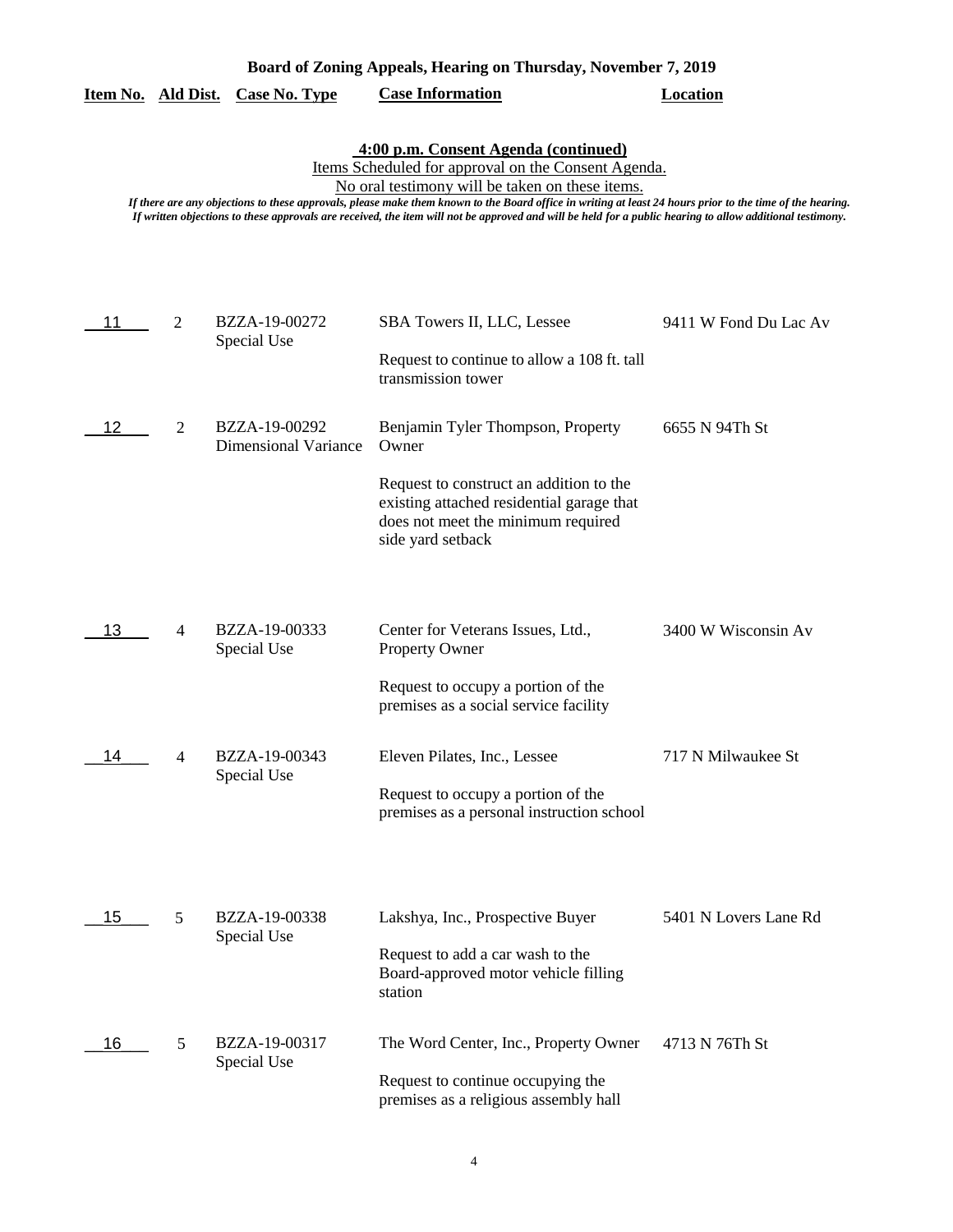**Board of Zoning Appeals, Hearing on Thursday, November 7, 2019**

**4:00 p.m. Consent Agenda (continued)**

Items Scheduled for approval on the Consent Agenda.

No oral testimony will be taken on these items.

*If there are any objections to these approvals, please make them known to the Board office in writing at least 24 hours prior to the time of the hearing. If written objections to these approvals are received, the item will not be approved and will be held for a public hearing to allow additional testimony.*

| Item No. | Ald Dist. | Case No. Type | Case Information | Location |
|---|---|---|---|---|
| 11 | 2 | BZZA-19-00272 Special Use | SBA Towers II, LLC, Lessee<br><br>Request to continue to allow a 108 ft. tall transmission tower | 9411 W Fond Du Lac Av |
| 12 | 2 | BZZA-19-00292 Dimensional Variance | Benjamin Tyler Thompson, Property Owner<br><br>Request to construct an addition to the existing attached residential garage that does not meet the minimum required side yard setback | 6655 N 94Th St |
| 13 | 4 | BZZA-19-00333 Special Use | Center for Veterans Issues, Ltd., Property Owner<br><br>Request to occupy a portion of the premises as a social service facility | 3400 W Wisconsin Av |
| 14 | 4 | BZZA-19-00343 Special Use | Eleven Pilates, Inc., Lessee<br><br>Request to occupy a portion of the premises as a personal instruction school | 717 N Milwaukee St |
| 15 | 5 | BZZA-19-00338 Special Use | Lakshya, Inc., Prospective Buyer<br><br>Request to add a car wash to the Board-approved motor vehicle filling station | 5401 N Lovers Lane Rd |
| 16 | 5 | BZZA-19-00317 Special Use | The Word Center, Inc., Property Owner<br><br>Request to continue occupying the premises as a religious assembly hall | 4713 N 76Th St |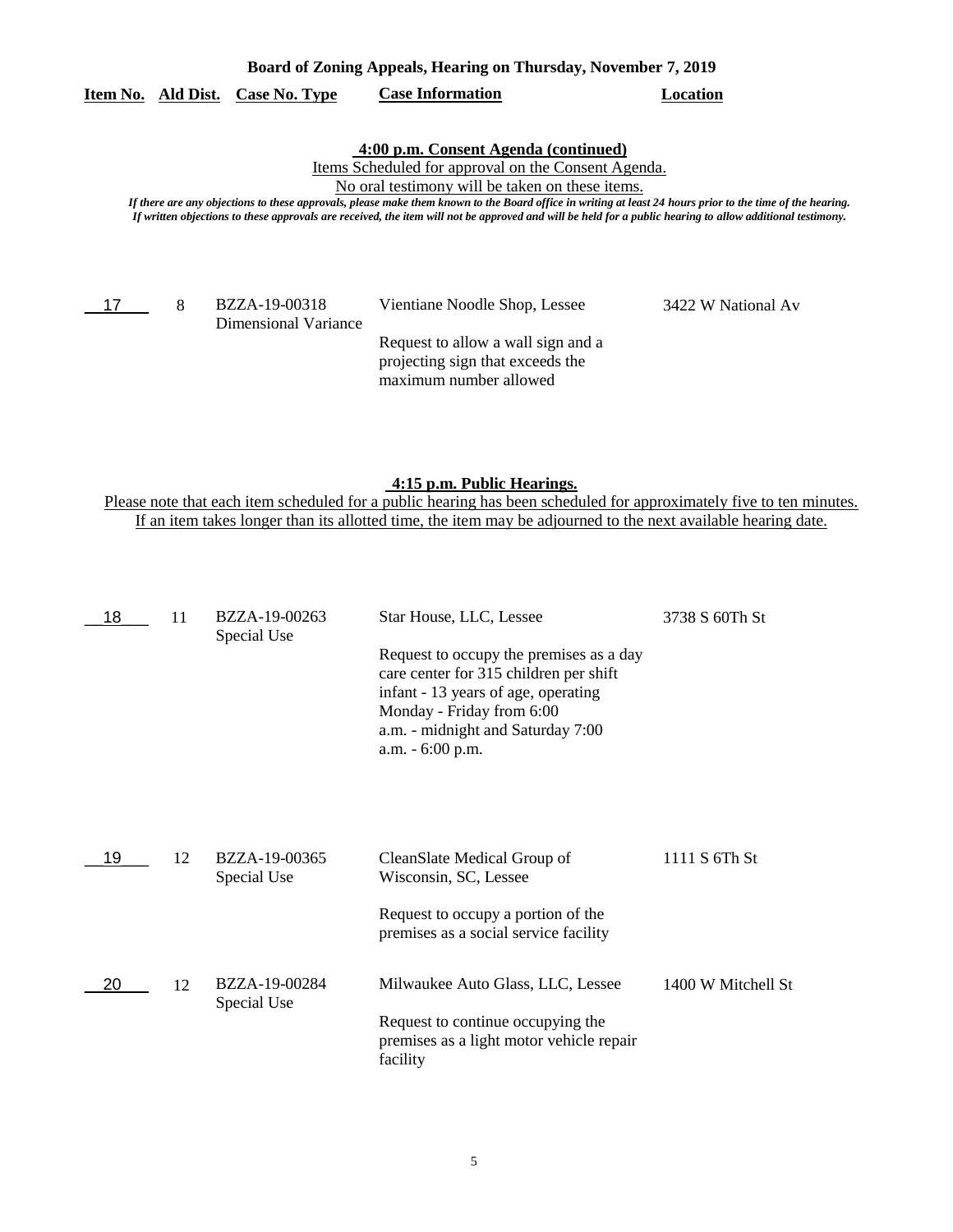**Board of Zoning Appeals, Hearing on Thursday, November 7, 2019**

| Item No. | Ald Dist. | Case No. Type | Case Information | Location |
|---|---|---|---|---|

**4:00 p.m. Consent Agenda (continued)**

Items Scheduled for approval on the Consent Agenda.

No oral testimony will be taken on these items.

*If there are any objections to these approvals, please make them known to the Board office in writing at least 24 hours prior to the time of the hearing. If written objections to these approvals are received, the item will not be approved and will be held for a public hearing to allow additional testimony.*

| Item No. | Ald Dist. | Case No. Type | Case Information | Location |
|---|---|---|---|---|
| 17 | 8 | BZZA-19-00318 Dimensional Variance | Vientiane Noodle Shop, Lessee<br><br>Request to allow a wall sign and a projecting sign that exceeds the maximum number allowed | 3422 W National Av |

**4:15 p.m. Public Hearings.**

Please note that each item scheduled for a public hearing has been scheduled for approximately five to ten minutes. If an item takes longer than its allotted time, the item may be adjourned to the next available hearing date.

| Item No. | Ald Dist. | Case No. Type | Case Information | Location |
|---|---|---|---|---|
| 18 | 11 | BZZA-19-00263 Special Use | Star House, LLC, Lessee<br><br>Request to occupy the premises as a day care center for 315 children per shift infant - 13 years of age, operating Monday - Friday from 6:00 a.m. - midnight and Saturday 7:00 a.m. - 6:00 p.m. | 3738 S 60Th St |
| 19 | 12 | BZZA-19-00365 Special Use | CleanSlate Medical Group of Wisconsin, SC, Lessee<br><br>Request to occupy a portion of the premises as a social service facility | 1111 S 6Th St |
| 20 | 12 | BZZA-19-00284 Special Use | Milwaukee Auto Glass, LLC, Lessee<br><br>Request to continue occupying the premises as a light motor vehicle repair facility | 1400 W Mitchell St |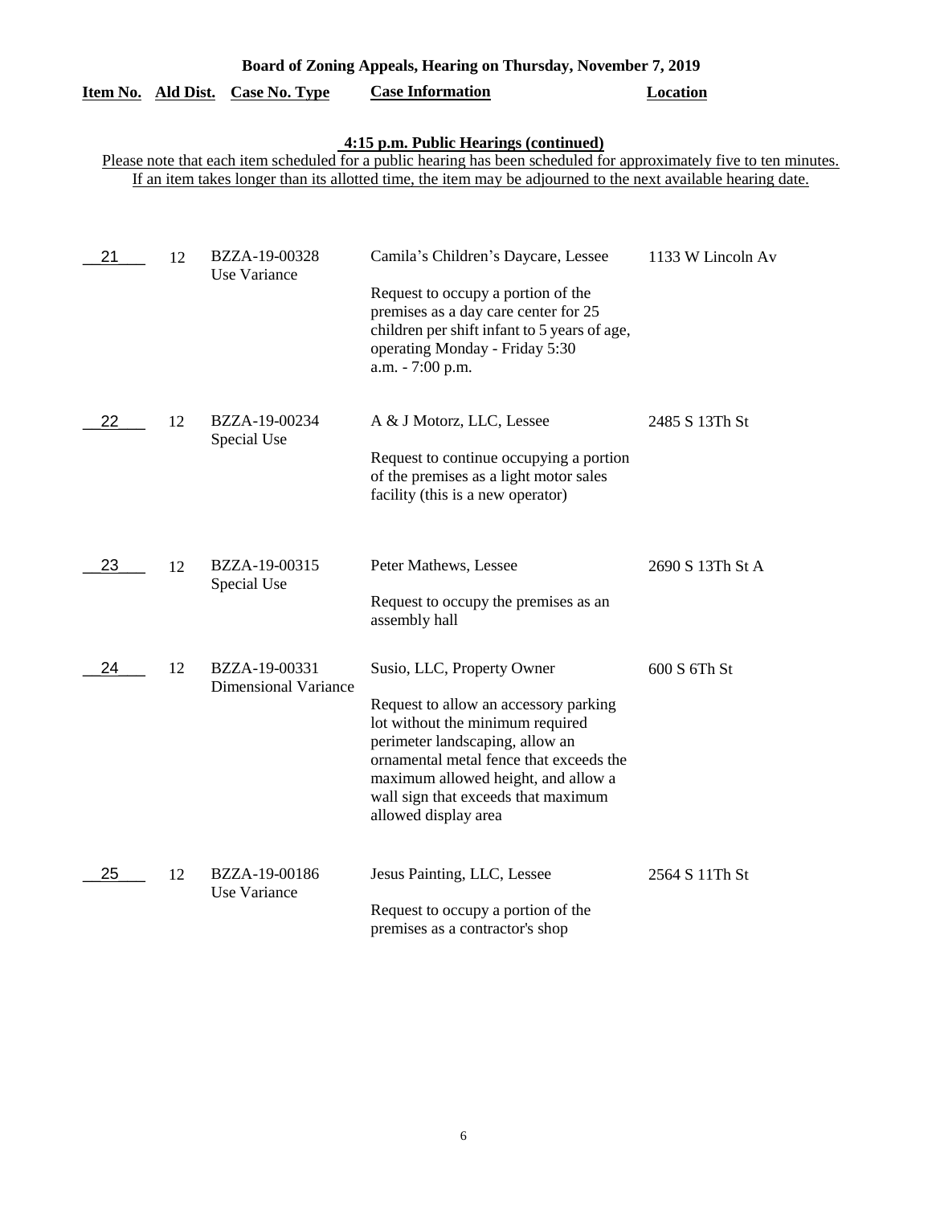**Board of Zoning Appeals, Hearing on Thursday, November 7, 2019**

**4:15 p.m. Public Hearings (continued)**

Please note that each item scheduled for a public hearing has been scheduled for approximately five to ten minutes. If an item takes longer than its allotted time, the item may be adjourned to the next available hearing date.

| Item No. | Ald Dist. | Case No. Type | Case Information | Location |
|---|---|---|---|---|
| 21 | 12 | BZZA-19-00328 Use Variance | Camila's Children's Daycare, Lessee<br><br>Request to occupy a portion of the premises as a day care center for 25 children per shift infant to 5 years of age, operating Monday - Friday 5:30 a.m. - 7:00 p.m. | 1133 W Lincoln Av |
| 22 | 12 | BZZA-19-00234 Special Use | A & J Motorz, LLC, Lessee<br><br>Request to continue occupying a portion of the premises as a light motor sales facility (this is a new operator) | 2485 S 13Th St |
| 23 | 12 | BZZA-19-00315 Special Use | Peter Mathews, Lessee<br><br>Request to occupy the premises as an assembly hall | 2690 S 13Th St A |
| 24 | 12 | BZZA-19-00331 Dimensional Variance | Susio, LLC, Property Owner<br><br>Request to allow an accessory parking lot without the minimum required perimeter landscaping, allow an ornamental metal fence that exceeds the maximum allowed height, and allow a wall sign that exceeds that maximum allowed display area | 600 S 6Th St |
| 25 | 12 | BZZA-19-00186 Use Variance | Jesus Painting, LLC, Lessee<br><br>Request to occupy a portion of the premises as a contractor's shop | 2564 S 11Th St |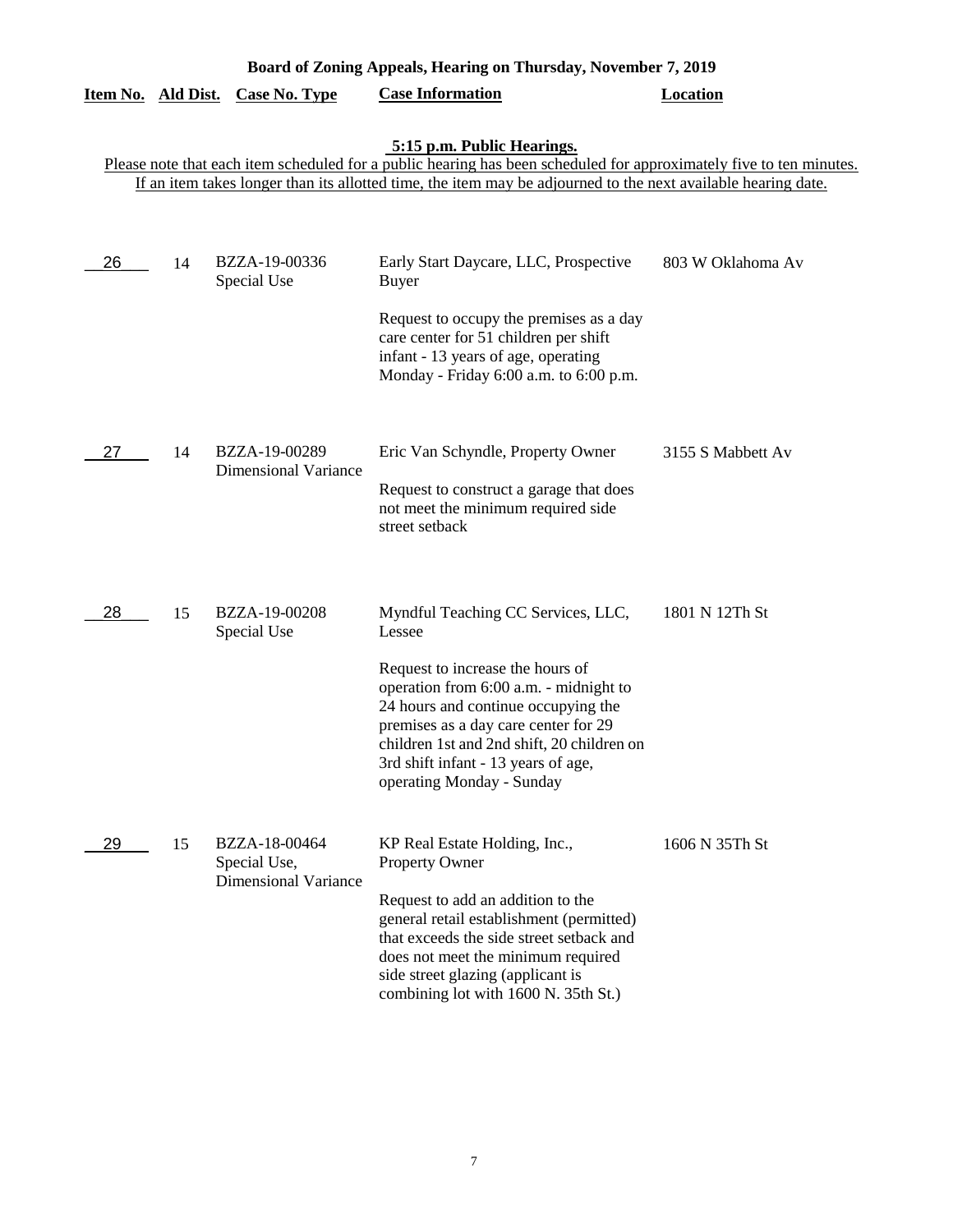# Board of Zoning Appeals, Hearing on Thursday, November 7, 2019

**5:15 p.m. Public Hearings.**

Please note that each item scheduled for a public hearing has been scheduled for approximately five to ten minutes. If an item takes longer than its allotted time, the item may be adjourned to the next available hearing date.

| Item No. | Ald Dist. | Case No. Type | Case Information | Location |
|---|---|---|---|---|
| 26 | 14 | BZZA-19-00336 Special Use | Early Start Daycare, LLC, Prospective Buyer<br><br>Request to occupy the premises as a day care center for 51 children per shift infant - 13 years of age, operating Monday - Friday 6:00 a.m. to 6:00 p.m. | 803 W Oklahoma Av |
| 27 | 14 | BZZA-19-00289 Dimensional Variance | Eric Van Schyndle, Property Owner<br><br>Request to construct a garage that does not meet the minimum required side street setback | 3155 S Mabbett Av |
| 28 | 15 | BZZA-19-00208 Special Use | Myndful Teaching CC Services, LLC, Lessee<br><br>Request to increase the hours of operation from 6:00 a.m. - midnight to 24 hours and continue occupying the premises as a day care center for 29 children 1st and 2nd shift, 20 children on 3rd shift infant - 13 years of age, operating Monday - Sunday | 1801 N 12Th St |
| 29 | 15 | BZZA-18-00464 Special Use, Dimensional Variance | KP Real Estate Holding, Inc., Property Owner<br><br>Request to add an addition to the general retail establishment (permitted) that exceeds the side street setback and does not meet the minimum required side street glazing (applicant is combining lot with 1600 N. 35th St.) | 1606 N 35Th St |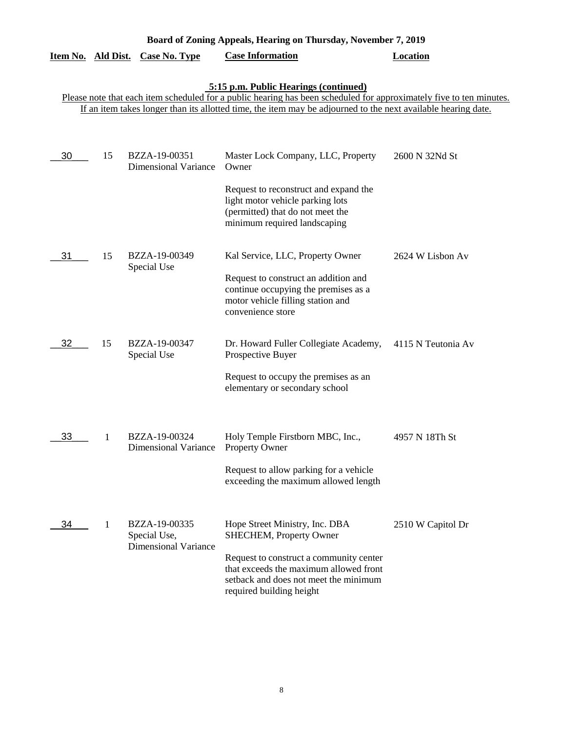# Board of Zoning Appeals, Hearing on Thursday, November 7, 2019

## 5:15 p.m. Public Hearings (continued)

Please note that each item scheduled for a public hearing has been scheduled for approximately five to ten minutes. If an item takes longer than its allotted time, the item may be adjourned to the next available hearing date.

| Item No. | Ald Dist. | Case No. Type | Case Information | Location |
|---|---|---|---|---|
| 30 | 15 | BZZA-19-00351 Dimensional Variance | Master Lock Company, LLC, Property Owner<br><br>Request to reconstruct and expand the light motor vehicle parking lots (permitted) that do not meet the minimum required landscaping | 2600 N 32Nd St |
| 31 | 15 | BZZA-19-00349 Special Use | Kal Service, LLC, Property Owner<br><br>Request to construct an addition and continue occupying the premises as a motor vehicle filling station and convenience store | 2624 W Lisbon Av |
| 32 | 15 | BZZA-19-00347 Special Use | Dr. Howard Fuller Collegiate Academy, Prospective Buyer<br><br>Request to occupy the premises as an elementary or secondary school | 4115 N Teutonia Av |
| 33 | 1 | BZZA-19-00324 Dimensional Variance | Holy Temple Firstborn MBC, Inc., Property Owner<br><br>Request to allow parking for a vehicle exceeding the maximum allowed length | 4957 N 18Th St |
| 34 | 1 | BZZA-19-00335 Special Use, Dimensional Variance | Hope Street Ministry, Inc. DBA SHECHEM, Property Owner<br><br>Request to construct a community center that exceeds the maximum allowed front setback and does not meet the minimum required building height | 2510 W Capitol Dr |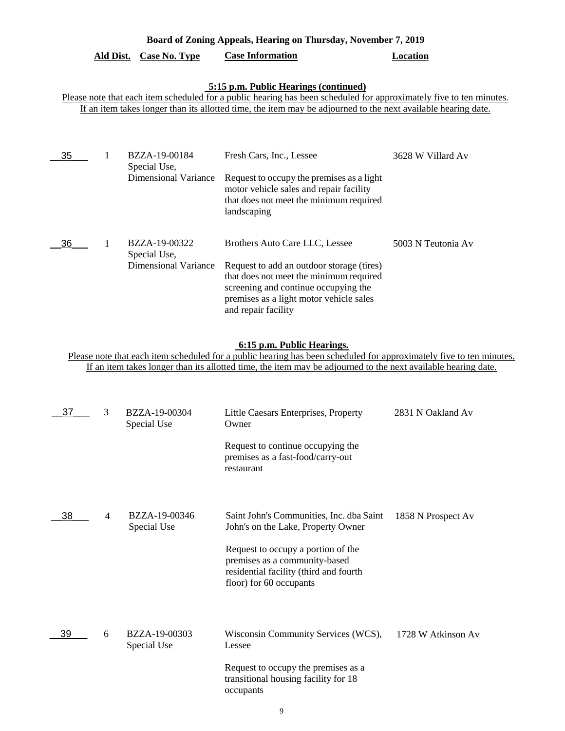**Board of Zoning Appeals, Hearing on Thursday, November 7, 2019**

| | Ald Dist. | Case No. Type | Case Information | Location |
|---|---|---|---|---|

**5:15 p.m. Public Hearings (continued)**

Please note that each item scheduled for a public hearing has been scheduled for approximately five to ten minutes. If an item takes longer than its allotted time, the item may be adjourned to the next available hearing date.

| | Ald Dist. | Case No. Type | Case Information | Location |
|---|---|---|---|---|
| 35 | 1 | BZZA-19-00184<br>Special Use,<br>Dimensional Variance | Fresh Cars, Inc., Lessee<br><br>Request to occupy the premises as a light motor vehicle sales and repair facility that does not meet the minimum required landscaping | 3628 W Villard Av |
| 36 | 1 | BZZA-19-00322<br>Special Use,<br>Dimensional Variance | Brothers Auto Care LLC, Lessee<br><br>Request to add an outdoor storage (tires) that does not meet the minimum required screening and continue occupying the premises as a light motor vehicle sales and repair facility | 5003 N Teutonia Av |

**6:15 p.m. Public Hearings.**

Please note that each item scheduled for a public hearing has been scheduled for approximately five to ten minutes. If an item takes longer than its allotted time, the item may be adjourned to the next available hearing date.

| | Ald Dist. | Case No. Type | Case Information | Location |
|---|---|---|---|---|
| 37 | 3 | BZZA-19-00304<br>Special Use | Little Caesars Enterprises, Property Owner<br><br>Request to continue occupying the premises as a fast-food/carry-out restaurant | 2831 N Oakland Av |
| 38 | 4 | BZZA-19-00346<br>Special Use | Saint John's Communities, Inc. dba Saint John's on the Lake, Property Owner<br><br>Request to occupy a portion of the premises as a community-based residential facility (third and fourth floor) for 60 occupants | 1858 N Prospect Av |
| 39 | 6 | BZZA-19-00303<br>Special Use | Wisconsin Community Services (WCS), Lessee<br><br>Request to occupy the premises as a transitional housing facility for 18 occupants | 1728 W Atkinson Av |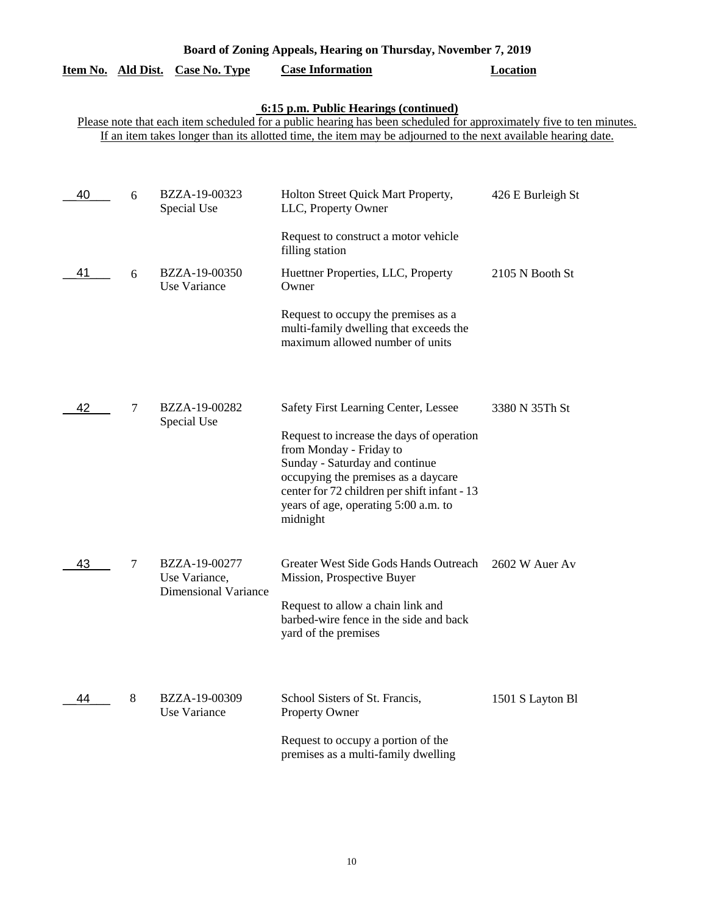**Board of Zoning Appeals, Hearing on Thursday, November 7, 2019**

**6:15 p.m. Public Hearings (continued)**

Please note that each item scheduled for a public hearing has been scheduled for approximately five to ten minutes. If an item takes longer than its allotted time, the item may be adjourned to the next available hearing date.

| Item No. | Ald Dist. | Case No. Type | Case Information | Location |
|---|---|---|---|---|
| 40 | 6 | BZZA-19-00323 Special Use | Holton Street Quick Mart Property, LLC, Property Owner<br><br>Request to construct a motor vehicle filling station | 426 E Burleigh St |
| 41 | 6 | BZZA-19-00350 Use Variance | Huettner Properties, LLC, Property Owner<br><br>Request to occupy the premises as a multi-family dwelling that exceeds the maximum allowed number of units | 2105 N Booth St |
| 42 | 7 | BZZA-19-00282 Special Use | Safety First Learning Center, Lessee<br><br>Request to increase the days of operation from Monday - Friday to Sunday - Saturday and continue occupying the premises as a daycare center for 72 children per shift infant - 13 years of age, operating 5:00 a.m. to midnight | 3380 N 35Th St |
| 43 | 7 | BZZA-19-00277 Use Variance, Dimensional Variance | Greater West Side Gods Hands Outreach Mission, Prospective Buyer<br><br>Request to allow a chain link and barbed-wire fence in the side and back yard of the premises | 2602 W Auer Av |
| 44 | 8 | BZZA-19-00309 Use Variance | School Sisters of St. Francis, Property Owner<br><br>Request to occupy a portion of the premises as a multi-family dwelling | 1501 S Layton Bl |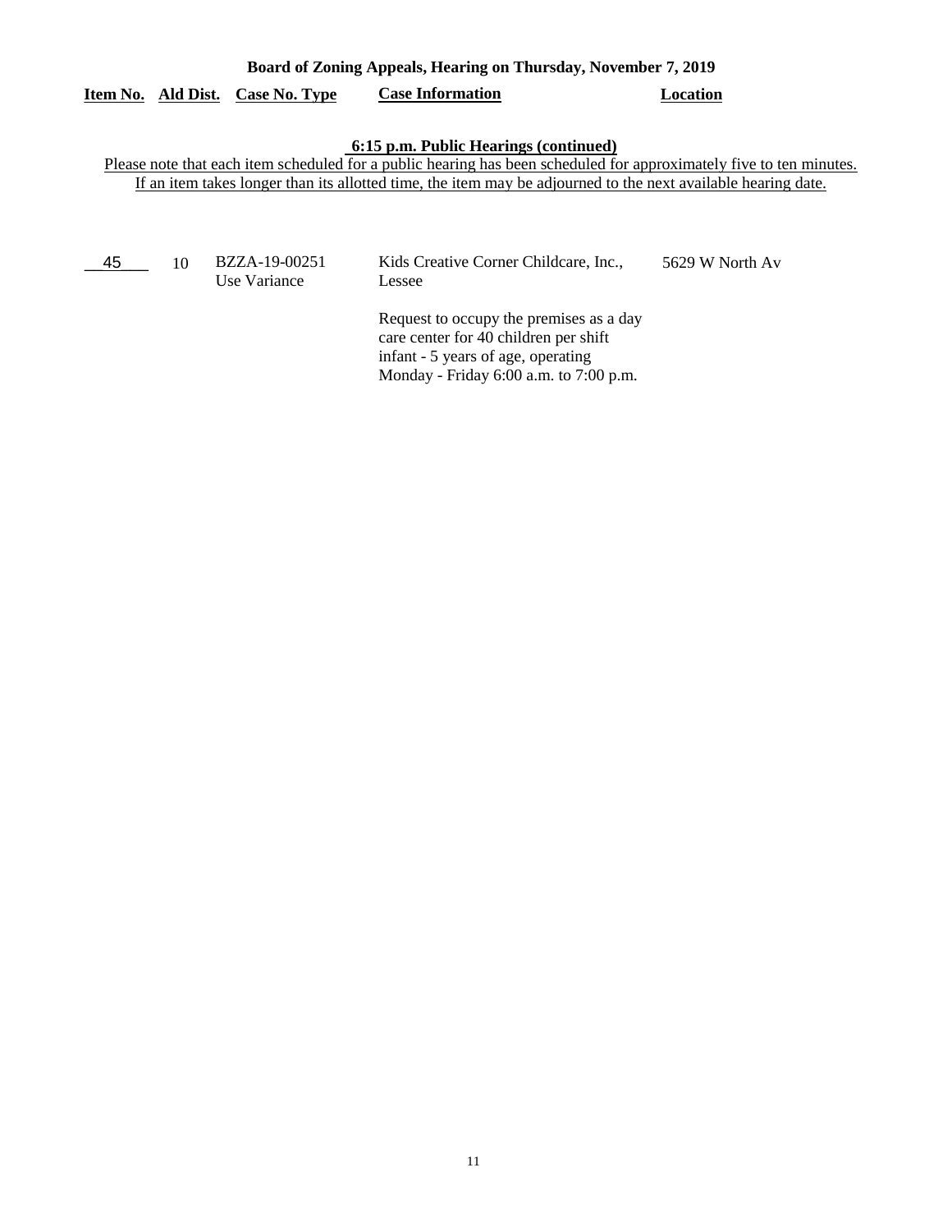**Board of Zoning Appeals, Hearing on Thursday, November 7, 2019**

**6:15 p.m. Public Hearings (continued)**

Please note that each item scheduled for a public hearing has been scheduled for approximately five to ten minutes. If an item takes longer than its allotted time, the item may be adjourned to the next available hearing date.

| Item No. | Ald Dist. | Case No. Type | Case Information | Location |
| --- | --- | --- | --- | --- |
| 45 | 10 | BZZA-19-00251<br>Use Variance | Kids Creative Corner Childcare, Inc., Lessee<br><br>Request to occupy the premises as a day care center for 40 children per shift infant - 5 years of age, operating Monday - Friday 6:00 a.m. to 7:00 p.m. | 5629 W North Av |